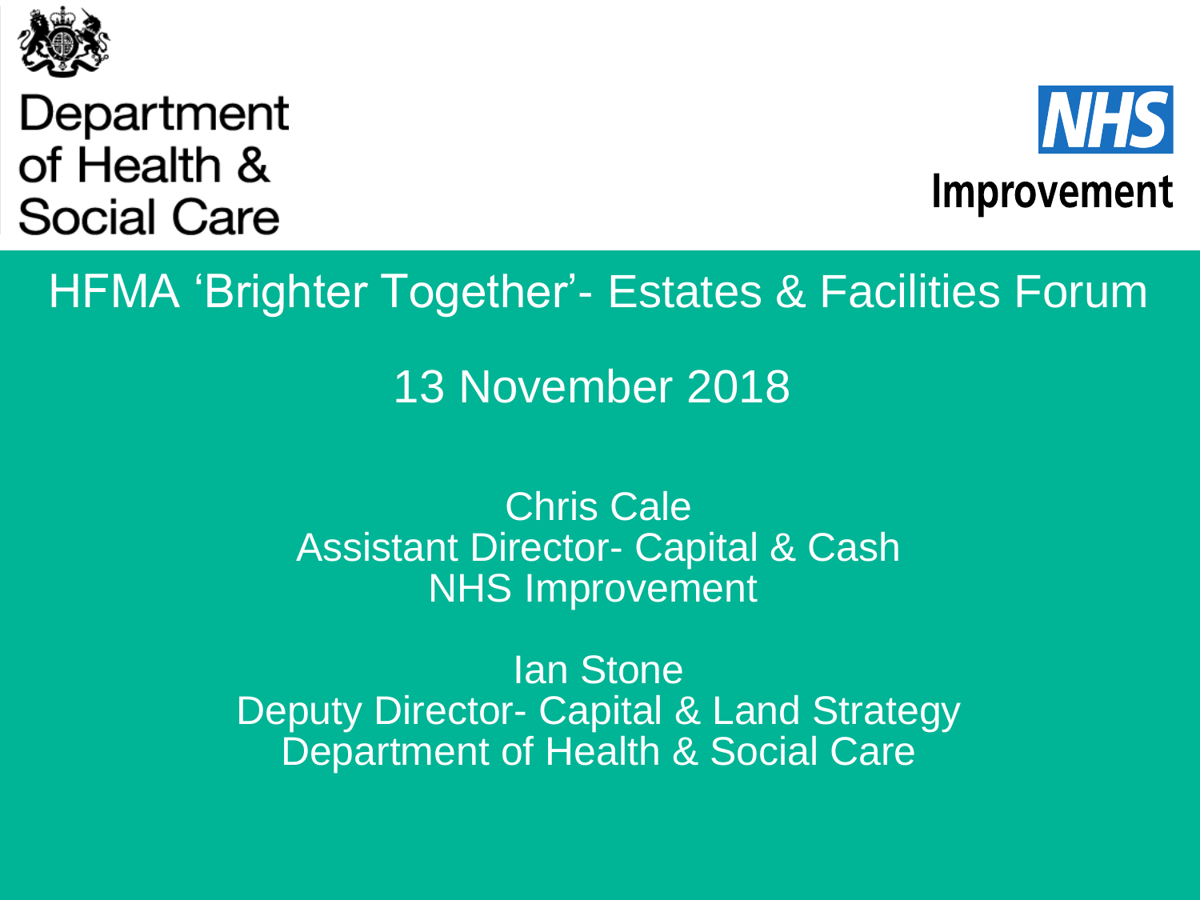Department of Health & Social Care

NHS Improvement

# HFMA 'Brighter Together'- Estates & Facilities Forum

13 November 2018

Chris Cale
Assistant Director- Capital & Cash
NHS Improvement

Ian Stone
Deputy Director- Capital & Land Strategy
Department of Health & Social Care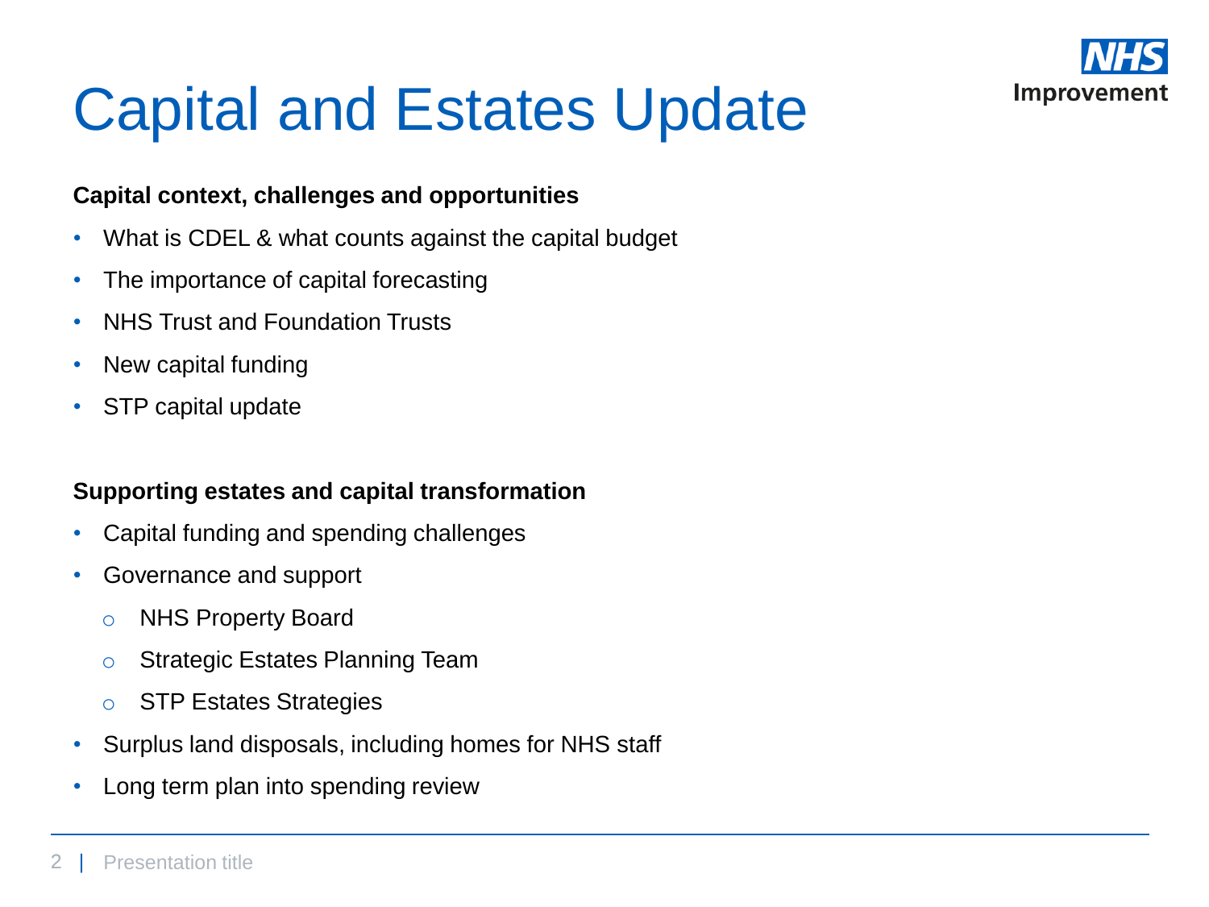# Capital and Estates Update

**Capital context, challenges and opportunities**

- What is CDEL & what counts against the capital budget
- The importance of capital forecasting
- NHS Trust and Foundation Trusts
- New capital funding
- STP capital update

**Supporting estates and capital transformation**

- Capital funding and spending challenges
- Governance and support
  - NHS Property Board
  - Strategic Estates Planning Team
  - STP Estates Strategies
- Surplus land disposals, including homes for NHS staff
- Long term plan into spending review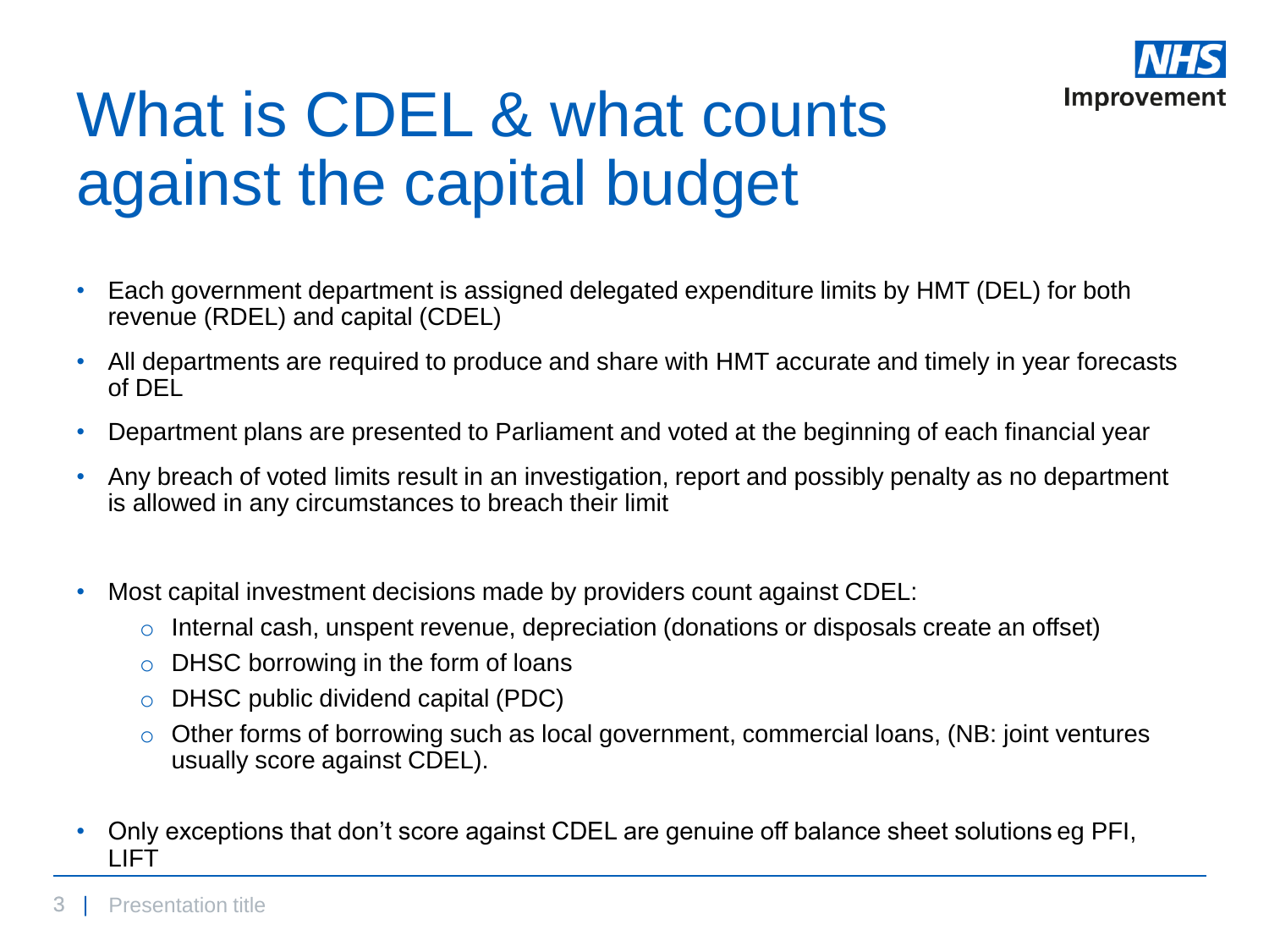# What is CDEL & what counts against the capital budget

- Each government department is assigned delegated expenditure limits by HMT (DEL) for both revenue (RDEL) and capital (CDEL)
- All departments are required to produce and share with HMT accurate and timely in year forecasts of DEL
- Department plans are presented to Parliament and voted at the beginning of each financial year
- Any breach of voted limits result in an investigation, report and possibly penalty as no department is allowed in any circumstances to breach their limit

- Most capital investment decisions made by providers count against CDEL:
  - Internal cash, unspent revenue, depreciation (donations or disposals create an offset)
  - DHSC borrowing in the form of loans
  - DHSC public dividend capital (PDC)
  - Other forms of borrowing such as local government, commercial loans, (NB: joint ventures usually score against CDEL).

- Only exceptions that don't score against CDEL are genuine off balance sheet solutions eg PFI, LIFT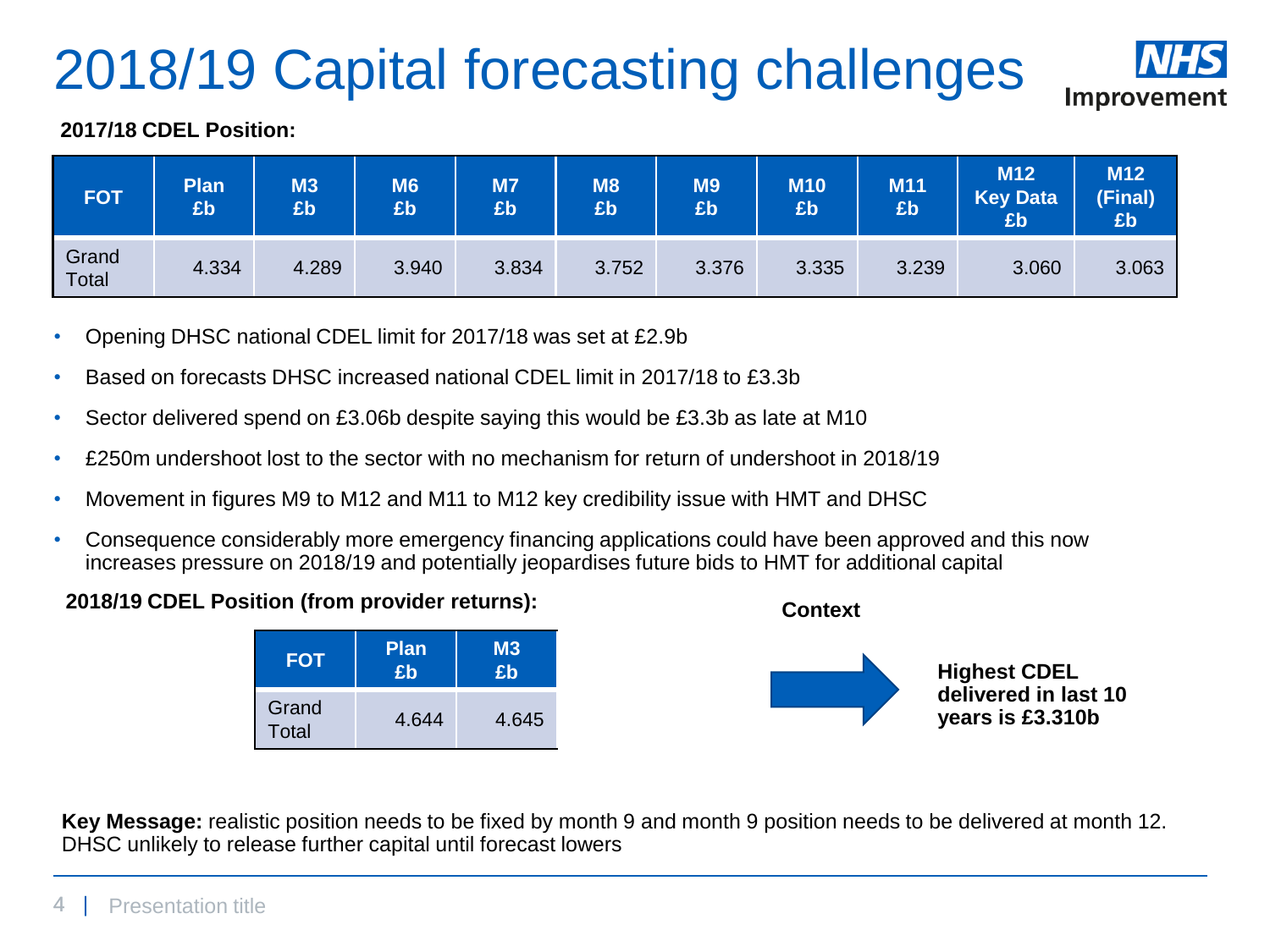# 2018/19 Capital forecasting challenges

NHS Improvement

**2017/18 CDEL Position:**

| FOT | Plan £b | M3 £b | M6 £b | M7 £b | M8 £b | M9 £b | M10 £b | M11 £b | M12 Key Data £b | M12 (Final) £b |
|---|---|---|---|---|---|---|---|---|---|---|
| Grand Total | 4.334 | 4.289 | 3.940 | 3.834 | 3.752 | 3.376 | 3.335 | 3.239 | 3.060 | 3.063 |

- Opening DHSC national CDEL limit for 2017/18 was set at £2.9b
- Based on forecasts DHSC increased national CDEL limit in 2017/18 to £3.3b
- Sector delivered spend on £3.06b despite saying this would be £3.3b as late at M10
- £250m undershoot lost to the sector with no mechanism for return of undershoot in 2018/19
- Movement in figures M9 to M12 and M11 to M12 key credibility issue with HMT and DHSC
- Consequence considerably more emergency financing applications could have been approved and this now increases pressure on 2018/19 and potentially jeopardises future bids to HMT for additional capital

**2018/19 CDEL Position (from provider returns):**

| FOT | Plan £b | M3 £b |
|---|---|---|
| Grand Total | 4.644 | 4.645 |

**Context**

**Highest CDEL delivered in last 10 years is £3.310b**

**Key Message:** realistic position needs to be fixed by month 9 and month 9 position needs to be delivered at month 12. DHSC unlikely to release further capital until forecast lowers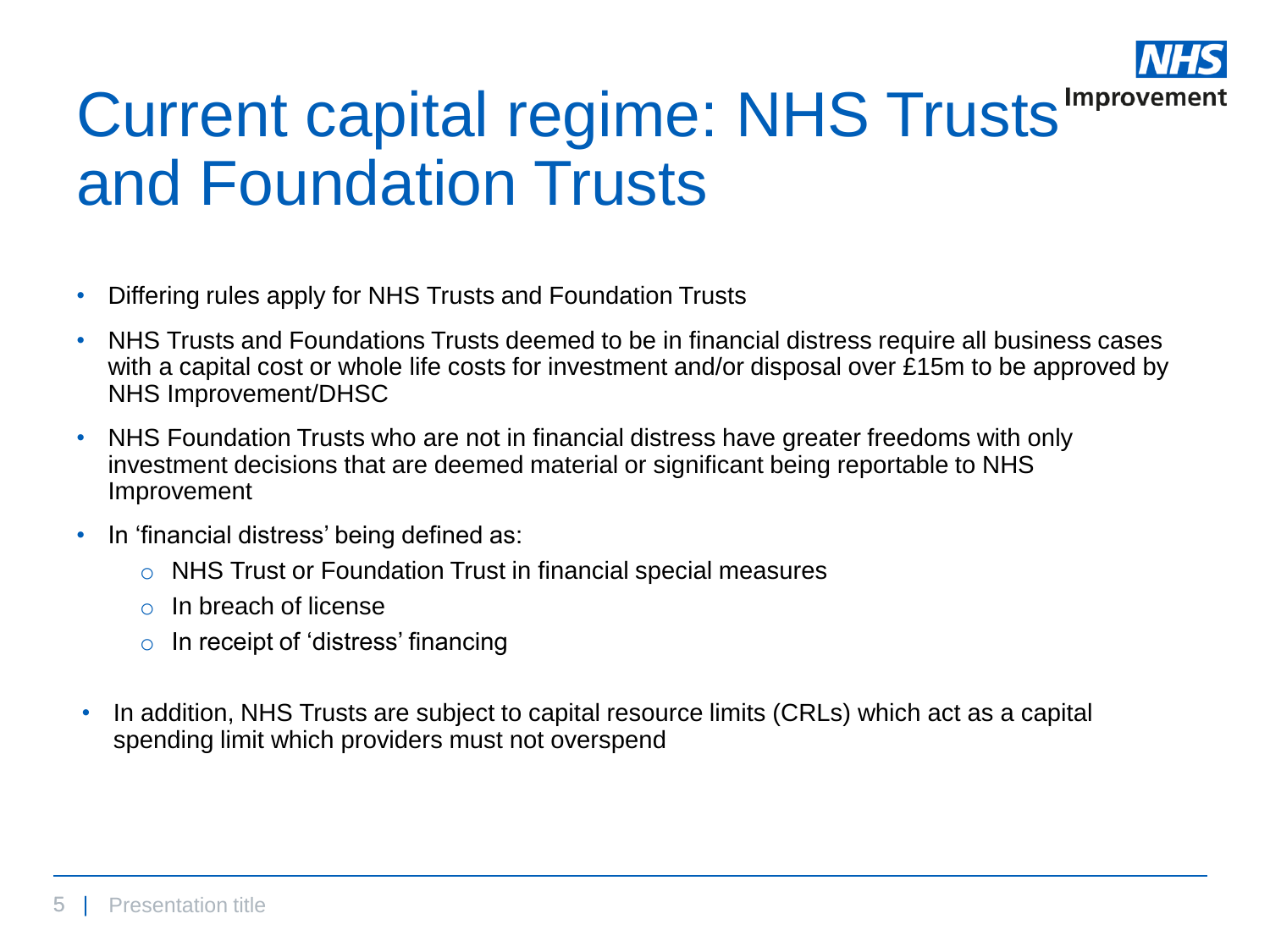# Current capital regime: NHS Trusts and Foundation Trusts

- Differing rules apply for NHS Trusts and Foundation Trusts
- NHS Trusts and Foundations Trusts deemed to be in financial distress require all business cases with a capital cost or whole life costs for investment and/or disposal over £15m to be approved by NHS Improvement/DHSC
- NHS Foundation Trusts who are not in financial distress have greater freedoms with only investment decisions that are deemed material or significant being reportable to NHS Improvement
- In 'financial distress' being defined as:
  - NHS Trust or Foundation Trust in financial special measures
  - In breach of license
  - In receipt of 'distress' financing
- In addition, NHS Trusts are subject to capital resource limits (CRLs) which act as a capital spending limit which providers must not overspend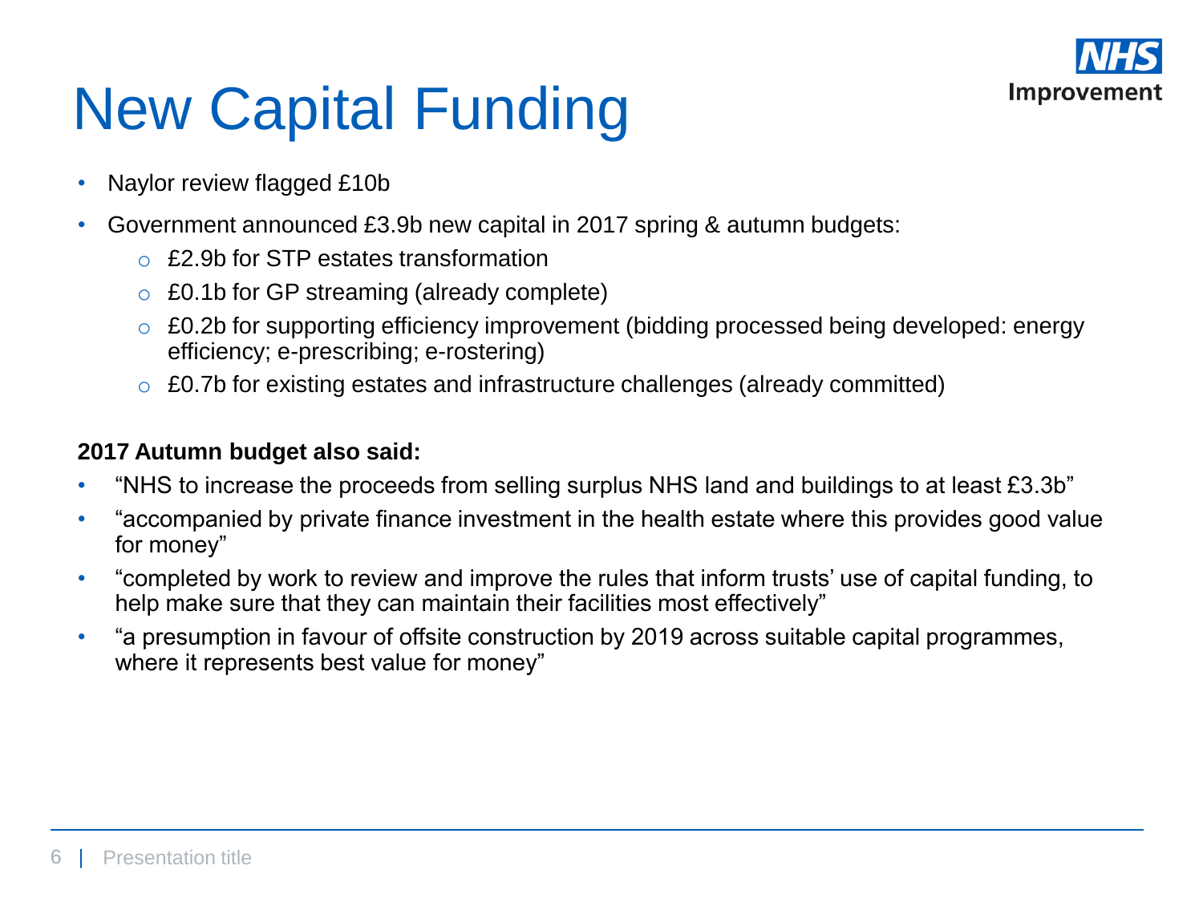# New Capital Funding

- Naylor review flagged £10b
- Government announced £3.9b new capital in 2017 spring & autumn budgets:
  - £2.9b for STP estates transformation
  - £0.1b for GP streaming (already complete)
  - £0.2b for supporting efficiency improvement (bidding processed being developed: energy efficiency; e-prescribing; e-rostering)
  - £0.7b for existing estates and infrastructure challenges (already committed)

**2017 Autumn budget also said:**

- "NHS to increase the proceeds from selling surplus NHS land and buildings to at least £3.3b"
- "accompanied by private finance investment in the health estate where this provides good value for money"
- "completed by work to review and improve the rules that inform trusts' use of capital funding, to help make sure that they can maintain their facilities most effectively"
- "a presumption in favour of offsite construction by 2019 across suitable capital programmes, where it represents best value for money"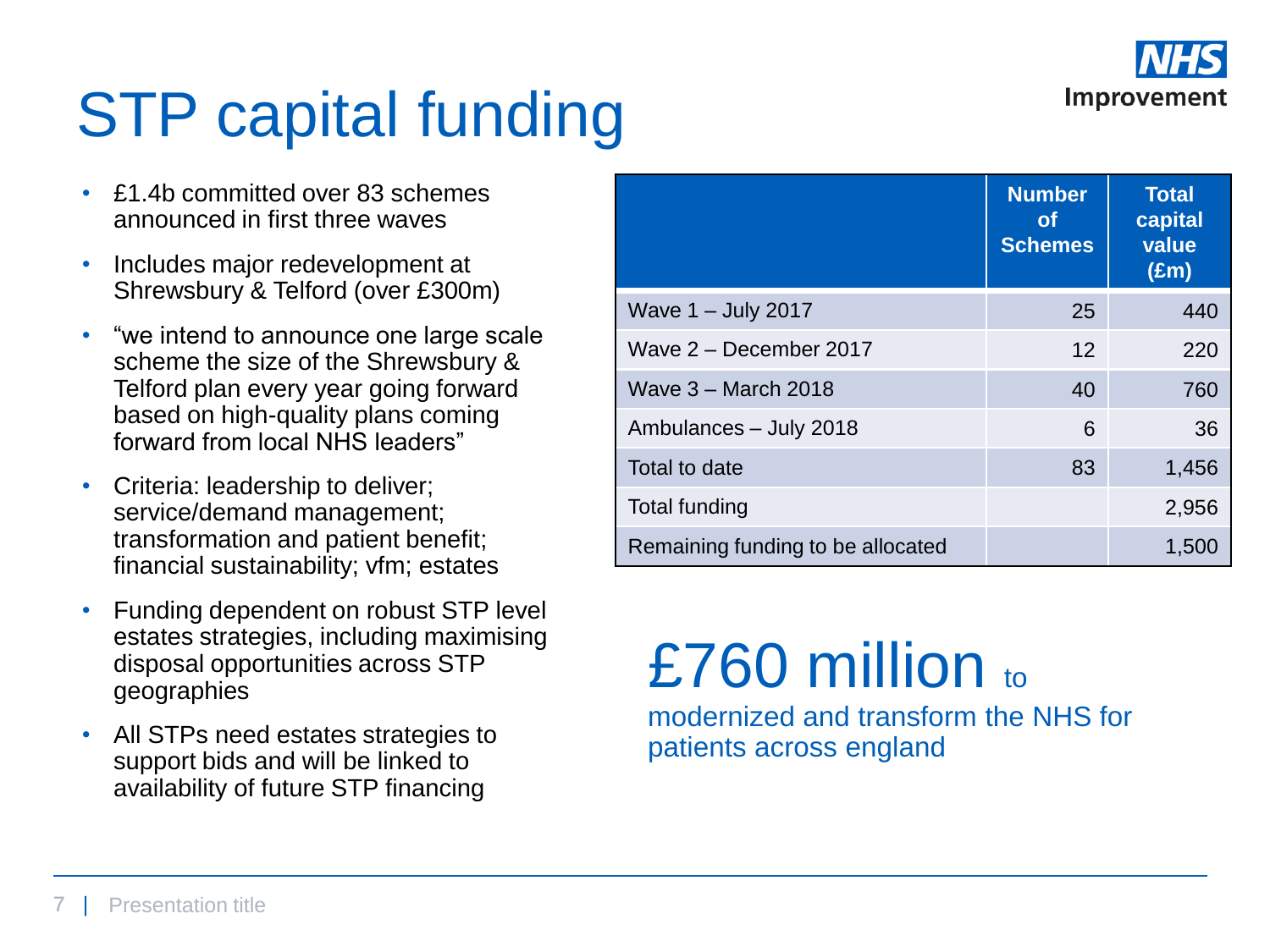# STP capital funding

- £1.4b committed over 83 schemes announced in first three waves
- Includes major redevelopment at Shrewsbury & Telford (over £300m)
- "we intend to announce one large scale scheme the size of the Shrewsbury & Telford plan every year going forward based on high-quality plans coming forward from local NHS leaders"
- Criteria: leadership to deliver; service/demand management; transformation and patient benefit; financial sustainability; vfm; estates
- Funding dependent on robust STP level estates strategies, including maximising disposal opportunities across STP geographies
- All STPs need estates strategies to support bids and will be linked to availability of future STP financing

| | Number of Schemes | Total capital value (£m) |
|---|---:|---:|
| Wave 1 – July 2017 | 25 | 440 |
| Wave 2 – December 2017 | 12 | 220 |
| Wave 3 – March 2018 | 40 | 760 |
| Ambulances – July 2018 | 6 | 36 |
| Total to date | 83 | 1,456 |
| Total funding | | 2,956 |
| Remaining funding to be allocated | | 1,500 |

## £760 million to

modernized and transform the NHS for patients across england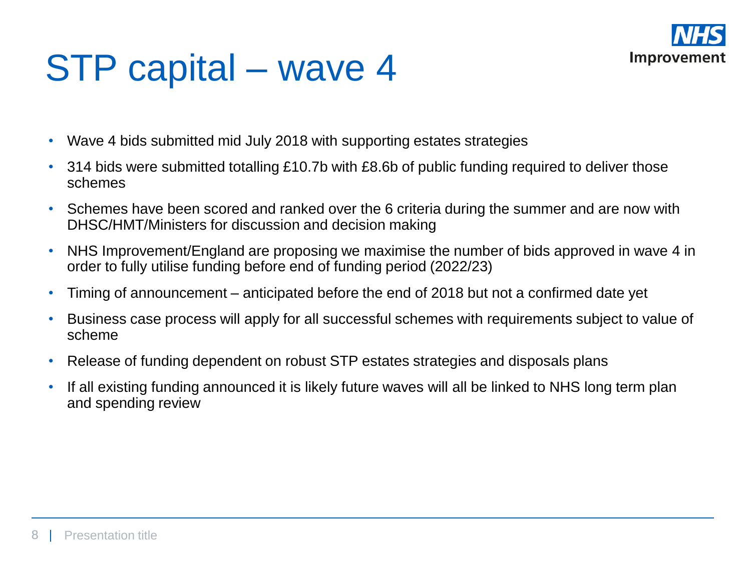# STP capital – wave 4

- Wave 4 bids submitted mid July 2018 with supporting estates strategies
- 314 bids were submitted totalling £10.7b with £8.6b of public funding required to deliver those schemes
- Schemes have been scored and ranked over the 6 criteria during the summer and are now with DHSC/HMT/Ministers for discussion and decision making
- NHS Improvement/England are proposing we maximise the number of bids approved in wave 4 in order to fully utilise funding before end of funding period (2022/23)
- Timing of announcement – anticipated before the end of 2018 but not a confirmed date yet
- Business case process will apply for all successful schemes with requirements subject to value of scheme
- Release of funding dependent on robust STP estates strategies and disposals plans
- If all existing funding announced it is likely future waves will all be linked to NHS long term plan and spending review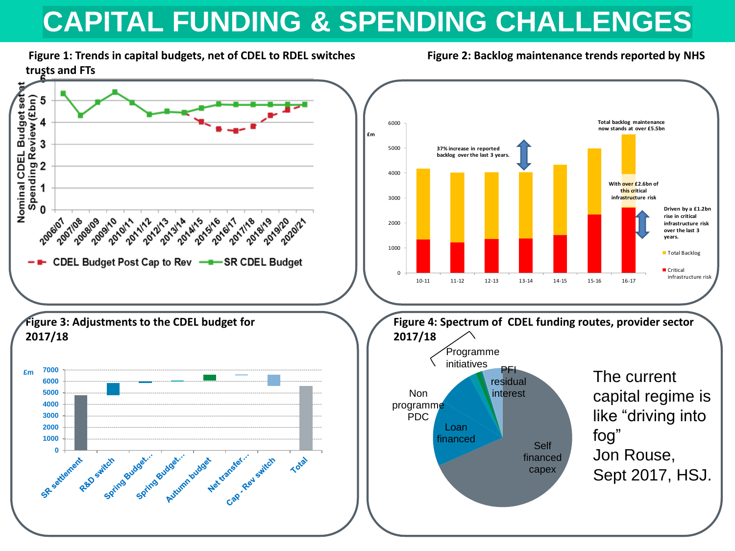# CAPITAL FUNDING & SPENDING CHALLENGES

**Figure 1: Trends in capital budgets, net of CDEL to RDEL switches**

Nominal CDEL Budget set at Spending Review (£bn)

6, 5, 4, 3, 2, 1, 0

2006/07, 2007/08, 2008/09, 2009/10, 2010/11, 2011/12, 2012/13, 2013/14, 2014/15, 2015/16, 2016/17, 2017/18, 2018/19, 2019/20, 2020/21

CDEL Budget Post Cap to Rev — SR CDEL Budget

**Figure 2: Backlog maintenance trends reported by NHS trusts and FTs**

£m

6000, 5000, 4000, 3000, 2000, 1000, 0

10-11, 11-12, 12-13, 13-14, 14-15, 15-16, 16-17

37% increase in reported backlog over the last 3 years.

Total backlog maintenance now stands at over £5.5bn

With over £2.6bn of this critical infrastructure risk

Driven by a £1.2bn rise in critical infrastructure risk over the last 3 years.

Total Backlog

Critical infrastructure risk

**Figure 3: Adjustments to the CDEL budget for 2017/18**

£m

7000, 6000, 5000, 4000, 3000, 2000, 1000, 0

SR settlement, R&D switch, Spring Budget..., Spring Budget..., Autumn budget, Net transfer..., Cap - Rev switch, Total

**Figure 4: Spectrum of CDEL funding routes, provider sector 2017/18**

Programme initiatives

PFI residual interest

Non programme PDC

Loan financed

Self financed capex

The current capital regime is like "driving into fog"
Jon Rouse, Sept 2017, HSJ.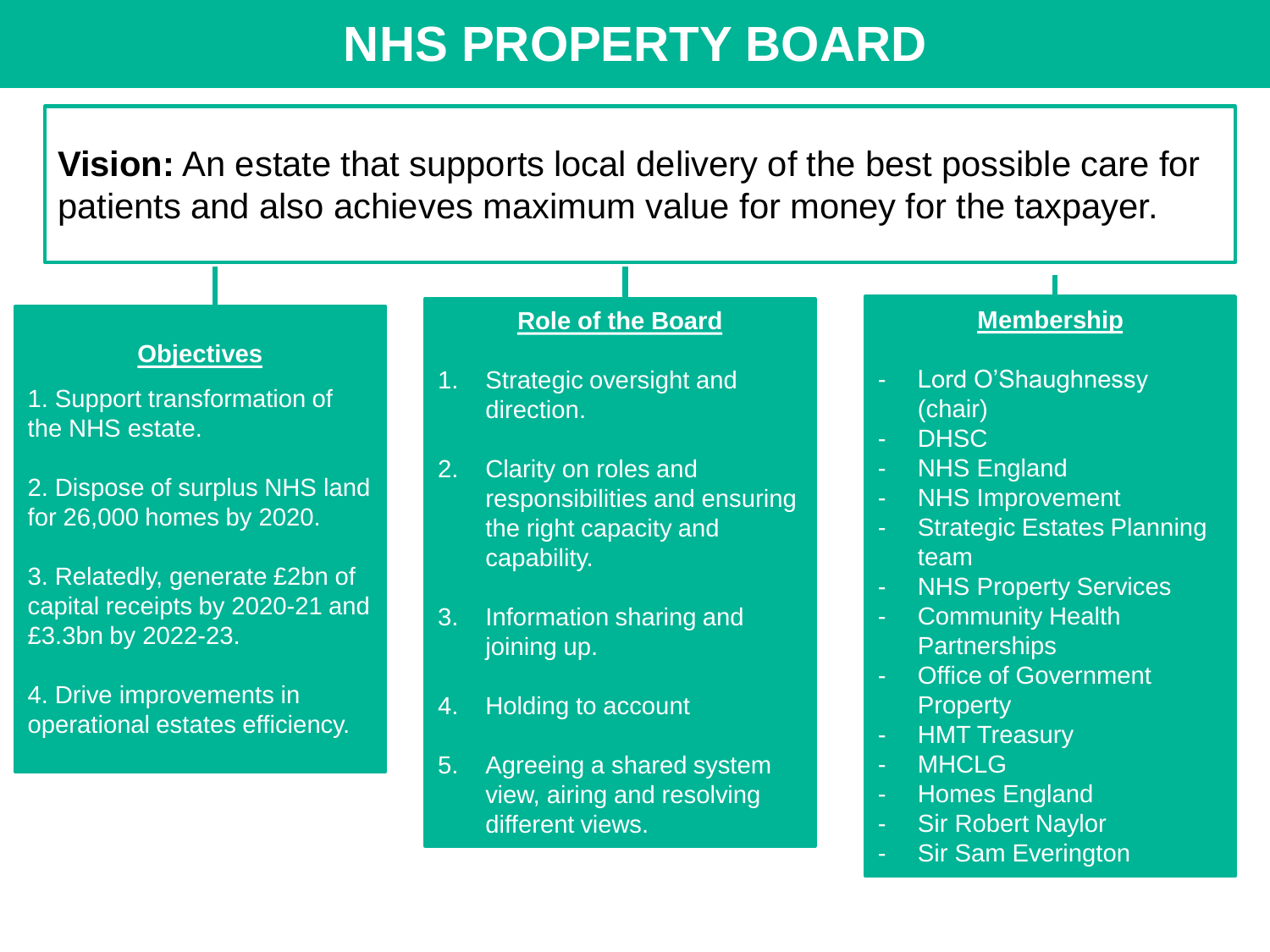# NHS PROPERTY BOARD

**Vision:** An estate that supports local delivery of the best possible care for patients and also achieves maximum value for money for the taxpayer.

## Objectives

1. Support transformation of the NHS estate.

2. Dispose of surplus NHS land for 26,000 homes by 2020.

3. Relatedly, generate £2bn of capital receipts by 2020-21 and £3.3bn by 2022-23.

4. Drive improvements in operational estates efficiency.

## Role of the Board

1. Strategic oversight and direction.
2. Clarity on roles and responsibilities and ensuring the right capacity and capability.
3. Information sharing and joining up.
4. Holding to account
5. Agreeing a shared system view, airing and resolving different views.

## Membership

- Lord O'Shaughnessy (chair)
- DHSC
- NHS England
- NHS Improvement
- Strategic Estates Planning team
- NHS Property Services
- Community Health Partnerships
- Office of Government Property
- HMT Treasury
- MHCLG
- Homes England
- Sir Robert Naylor
- Sir Sam Everington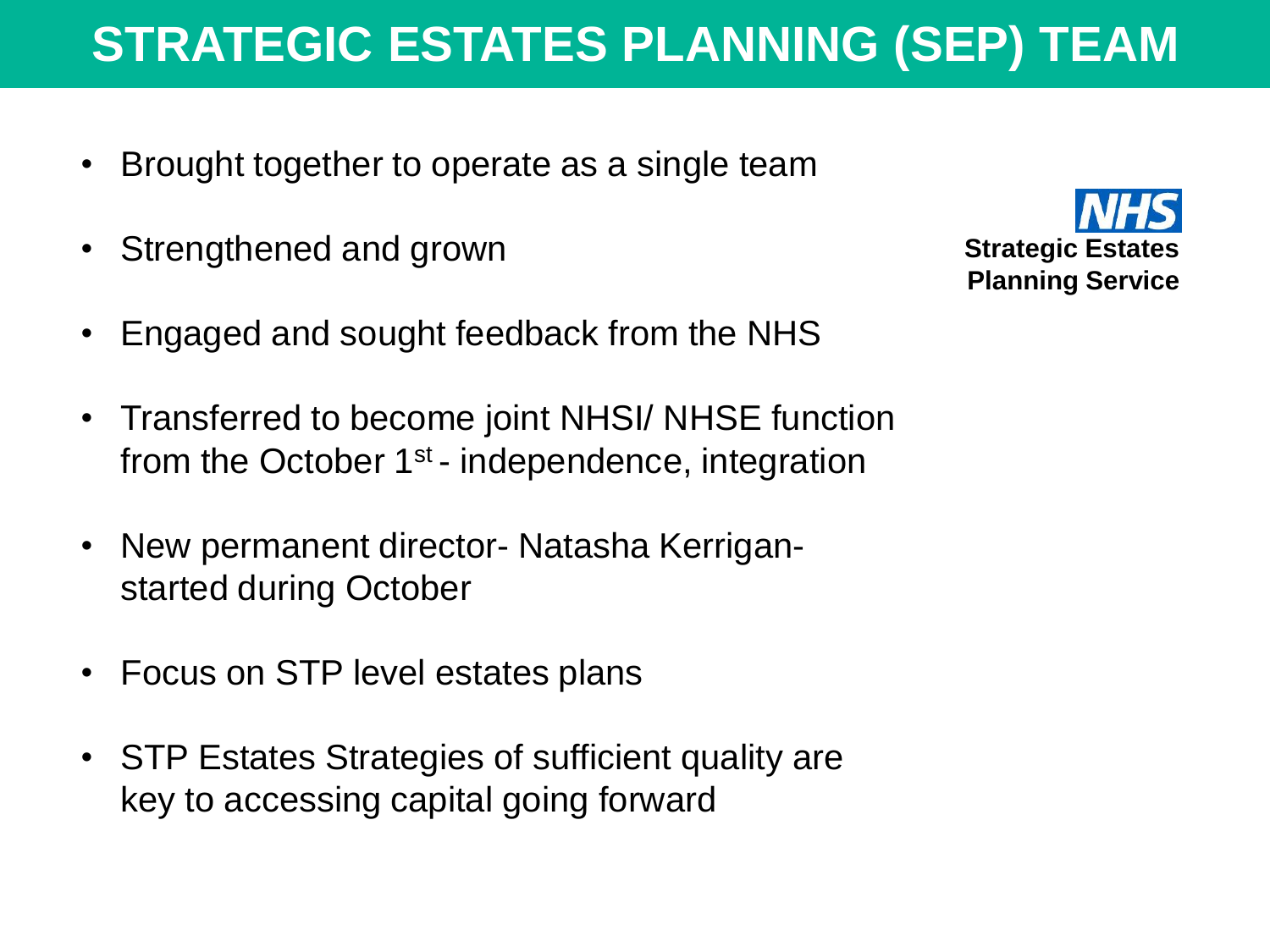# STRATEGIC ESTATES PLANNING (SEP) TEAM

**NHS**
**Strategic Estates Planning Service**

- Brought together to operate as a single team
- Strengthened and grown
- Engaged and sought feedback from the NHS
- Transferred to become joint NHSI/ NHSE function from the October 1st - independence, integration
- New permanent director- Natasha Kerrigan- started during October
- Focus on STP level estates plans
- STP Estates Strategies of sufficient quality are key to accessing capital going forward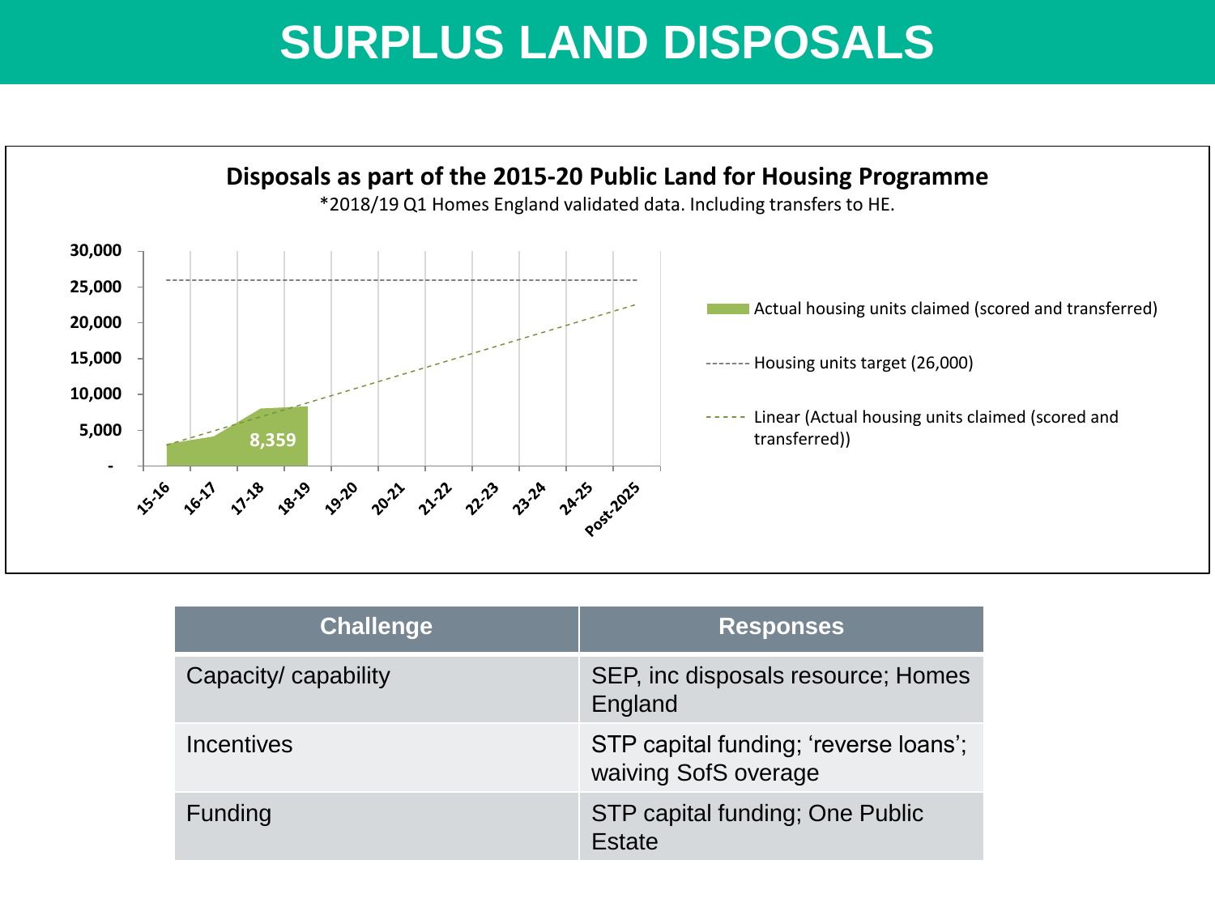# SURPLUS LAND DISPOSALS

**Disposals as part of the 2015-20 Public Land for Housing Programme**

*2018/19 Q1 Homes England validated data. Including transfers to HE.

| Challenge | Responses |
|---|---|
| Capacity/ capability | SEP, inc disposals resource; Homes England |
| Incentives | STP capital funding; 'reverse loans'; waiving SofS overage |
| Funding | STP capital funding; One Public Estate |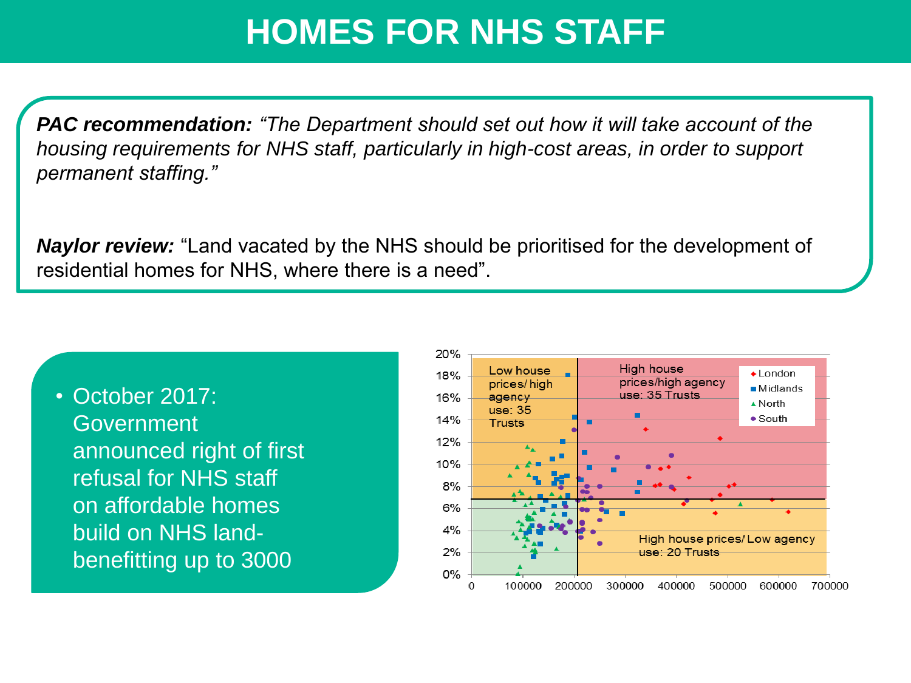# HOMES FOR NHS STAFF

***PAC recommendation:*** *“The Department should set out how it will take account of the housing requirements for NHS staff, particularly in high-cost areas, in order to support permanent staffing.”*

***Naylor review:*** “Land vacated by the NHS should be prioritised for the development of residential homes for NHS, where there is a need”.

- October 2017: Government announced right of first refusal for NHS staff on affordable homes build on NHS land- benefitting up to 3000

Low house prices/ high agency use: 35 Trusts

High house prices/high agency use: 35 Trusts

High house prices/ Low agency use: 20 Trusts

London, Midlands, North, South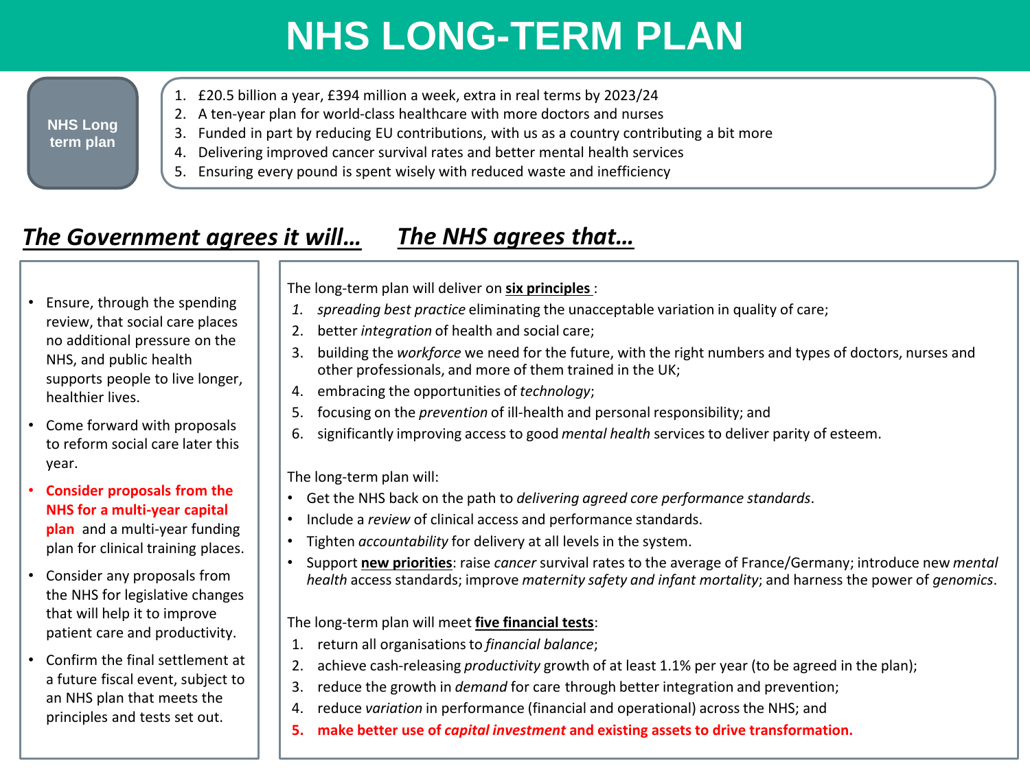# NHS LONG-TERM PLAN

**NHS Long term plan**

1. £20.5 billion a year, £394 million a week, extra in real terms by 2023/24
2. A ten-year plan for world-class healthcare with more doctors and nurses
3. Funded in part by reducing EU contributions, with us as a country contributing a bit more
4. Delivering improved cancer survival rates and better mental health services
5. Ensuring every pound is spent wisely with reduced waste and inefficiency

## *The Government agrees it will…*

- Ensure, through the spending review, that social care places no additional pressure on the NHS, and public health supports people to live longer, healthier lives.
- Come forward with proposals to reform social care later this year.
- **Consider proposals from the NHS for a multi-year capital plan** and a multi-year funding plan for clinical training places.
- Consider any proposals from the NHS for legislative changes that will help it to improve patient care and productivity.
- Confirm the final settlement at a future fiscal event, subject to an NHS plan that meets the principles and tests set out.

## *The NHS agrees that…*

The long-term plan will deliver on **six principles** :

1. *spreading best practice* eliminating the unacceptable variation in quality of care;
2. better *integration* of health and social care;
3. building the *workforce* we need for the future, with the right numbers and types of doctors, nurses and other professionals, and more of them trained in the UK;
4. embracing the opportunities of *technology*;
5. focusing on the *prevention* of ill-health and personal responsibility; and
6. significantly improving access to good *mental health* services to deliver parity of esteem.

The long-term plan will:

- Get the NHS back on the path to *delivering agreed core performance standards*.
- Include a *review* of clinical access and performance standards.
- Tighten *accountability* for delivery at all levels in the system.
- Support **new priorities**: raise *cancer* survival rates to the average of France/Germany; introduce new *mental health* access standards; improve *maternity safety and infant mortality*; and harness the power of *genomics*.

The long-term plan will meet **five financial tests**:

1. return all organisations to *financial balance*;
2. achieve cash-releasing *productivity* growth of at least 1.1% per year (to be agreed in the plan);
3. reduce the growth in *demand* for care through better integration and prevention;
4. reduce *variation* in performance (financial and operational) across the NHS; and
5. **make better use of *capital investment* and existing assets to drive transformation.**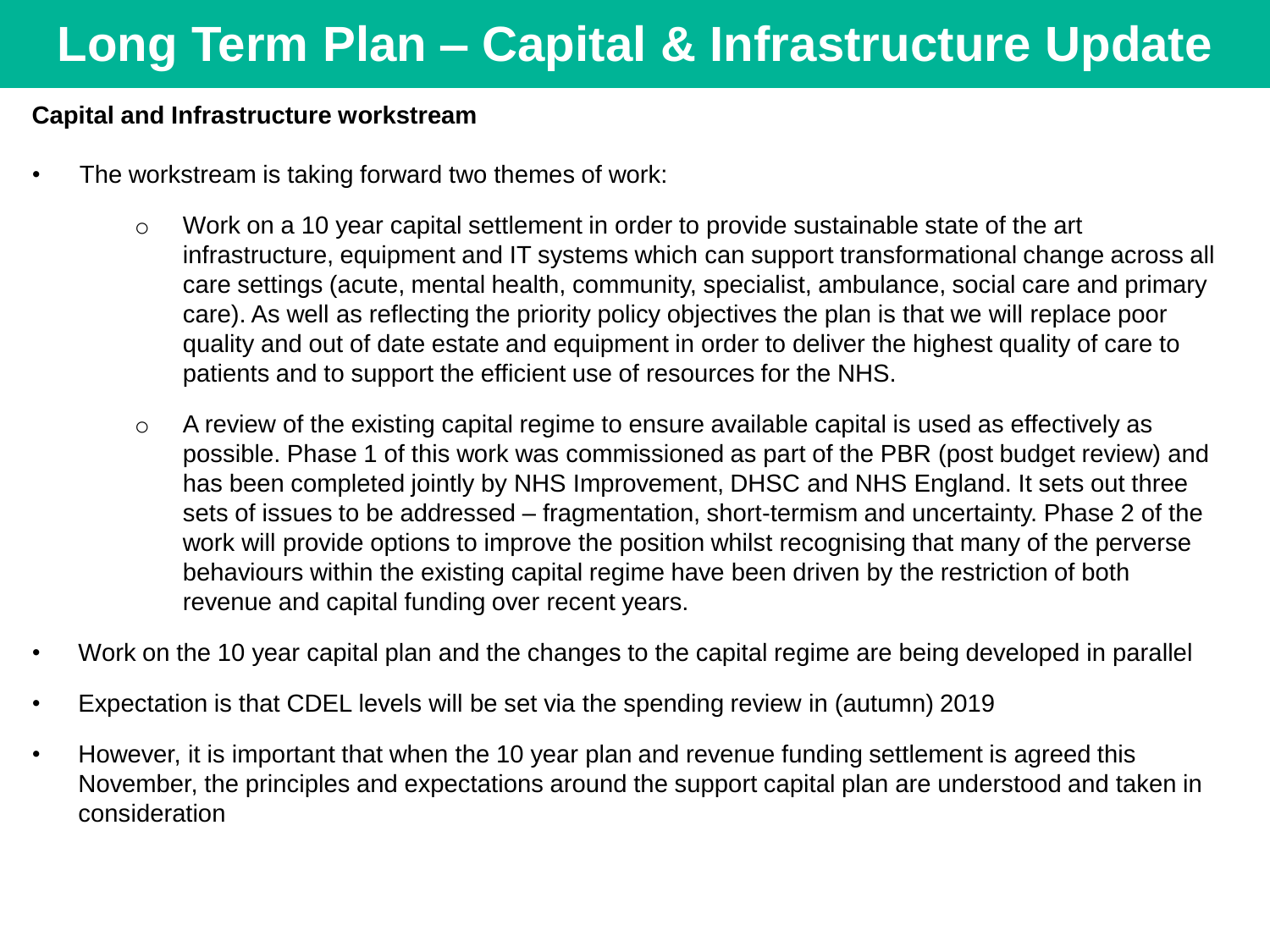# Long Term Plan – Capital & Infrastructure Update

**Capital and Infrastructure workstream**

- The workstream is taking forward two themes of work:
  - Work on a 10 year capital settlement in order to provide sustainable state of the art infrastructure, equipment and IT systems which can support transformational change across all care settings (acute, mental health, community, specialist, ambulance, social care and primary care). As well as reflecting the priority policy objectives the plan is that we will replace poor quality and out of date estate and equipment in order to deliver the highest quality of care to patients and to support the efficient use of resources for the NHS.
  - A review of the existing capital regime to ensure available capital is used as effectively as possible. Phase 1 of this work was commissioned as part of the PBR (post budget review) and has been completed jointly by NHS Improvement, DHSC and NHS England. It sets out three sets of issues to be addressed – fragmentation, short-termism and uncertainty. Phase 2 of the work will provide options to improve the position whilst recognising that many of the perverse behaviours within the existing capital regime have been driven by the restriction of both revenue and capital funding over recent years.
- Work on the 10 year capital plan and the changes to the capital regime are being developed in parallel
- Expectation is that CDEL levels will be set via the spending review in (autumn) 2019
- However, it is important that when the 10 year plan and revenue funding settlement is agreed this November, the principles and expectations around the support capital plan are understood and taken in consideration